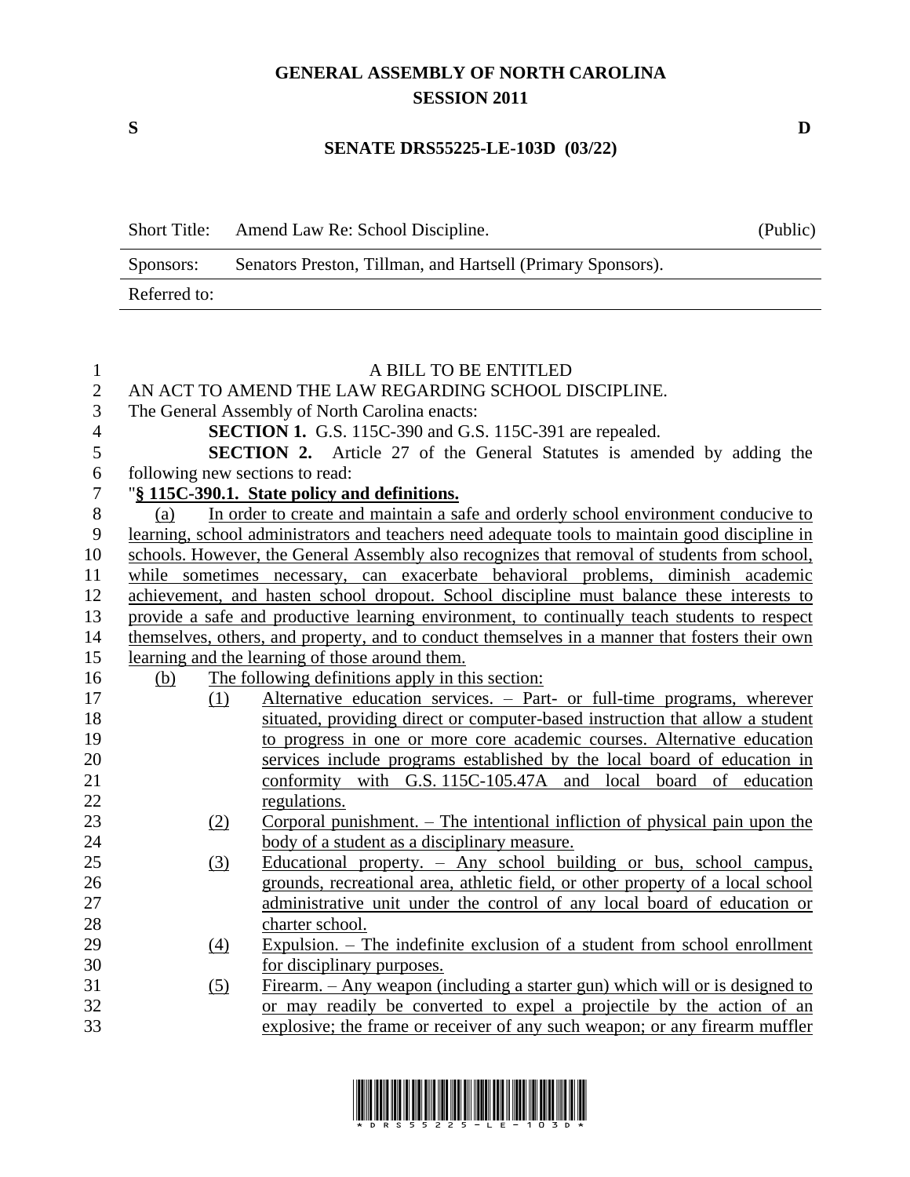**GENERAL ASSEMBLY OF NORTH CAROLINA**
**SESSION 2011**

**S** **D**

**SENATE DRS55225-LE-103D (03/22)**

| Short Title: | Amend Law Re: School Discipline. | (Public) |
|---|---|---|
| Sponsors: | Senators Preston, Tillman, and Hartsell (Primary Sponsors). | |
| Referred to: | | |

A BILL TO BE ENTITLED

AN ACT TO AMEND THE LAW REGARDING SCHOOL DISCIPLINE.

The General Assembly of North Carolina enacts:

**SECTION 1.** G.S. 115C-390 and G.S. 115C-391 are repealed.

**SECTION 2.** Article 27 of the General Statutes is amended by adding the following new sections to read:

"**§ 115C-390.1. State policy and definitions.**

(a) In order to create and maintain a safe and orderly school environment conducive to learning, school administrators and teachers need adequate tools to maintain good discipline in schools. However, the General Assembly also recognizes that removal of students from school, while sometimes necessary, can exacerbate behavioral problems, diminish academic achievement, and hasten school dropout. School discipline must balance these interests to provide a safe and productive learning environment, to continually teach students to respect themselves, others, and property, and to conduct themselves in a manner that fosters their own learning and the learning of those around them.

(b) The following definitions apply in this section:

(1) Alternative education services. – Part- or full-time programs, wherever situated, providing direct or computer-based instruction that allow a student to progress in one or more core academic courses. Alternative education services include programs established by the local board of education in conformity with G.S. 115C-105.47A and local board of education regulations.

(2) Corporal punishment. – The intentional infliction of physical pain upon the body of a student as a disciplinary measure.

(3) Educational property. – Any school building or bus, school campus, grounds, recreational area, athletic field, or other property of a local school administrative unit under the control of any local board of education or charter school.

(4) Expulsion. – The indefinite exclusion of a student from school enrollment for disciplinary purposes.

(5) Firearm. – Any weapon (including a starter gun) which will or is designed to or may readily be converted to expel a projectile by the action of an explosive; the frame or receiver of any such weapon; or any firearm muffler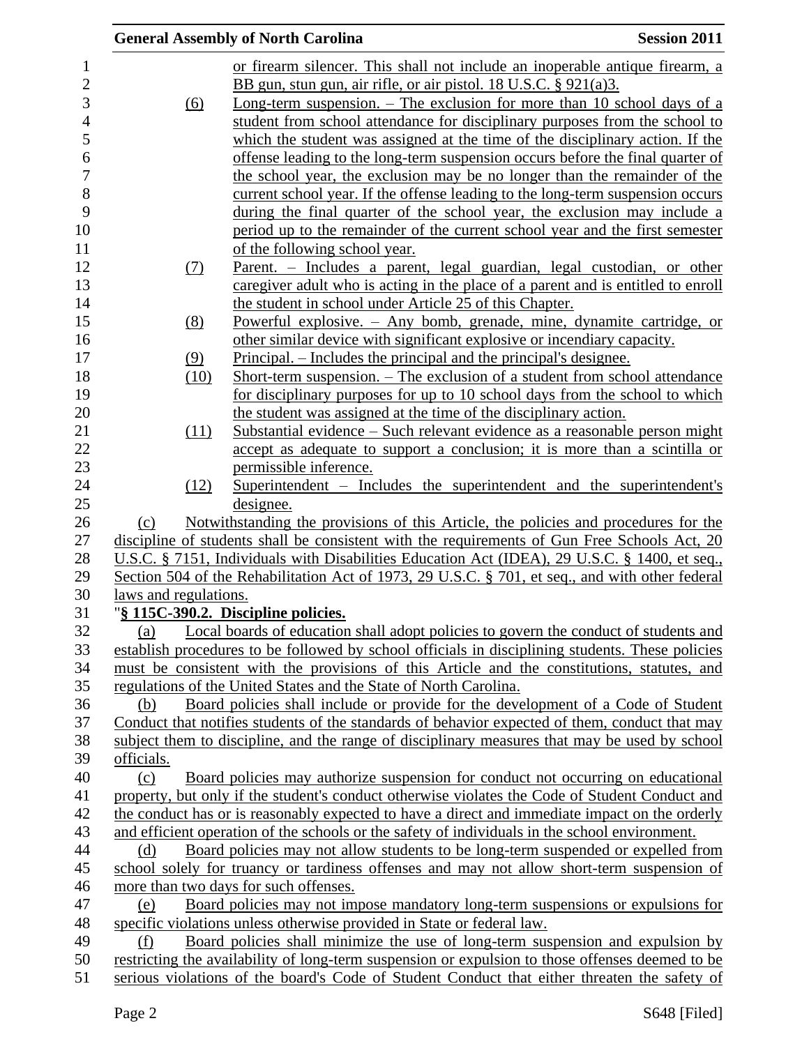or firearm silencer. This shall not include an inoperable antique firearm, a BB gun, stun gun, air rifle, or air pistol. 18 U.S.C. § 921(a)3.

(6) Long-term suspension. – The exclusion for more than 10 school days of a student from school attendance for disciplinary purposes from the school to which the student was assigned at the time of the disciplinary action. If the offense leading to the long-term suspension occurs before the final quarter of the school year, the exclusion may be no longer than the remainder of the current school year. If the offense leading to the long-term suspension occurs during the final quarter of the school year, the exclusion may include a period up to the remainder of the current school year and the first semester of the following school year.

(7) Parent. – Includes a parent, legal guardian, legal custodian, or other caregiver adult who is acting in the place of a parent and is entitled to enroll the student in school under Article 25 of this Chapter.

(8) Powerful explosive. – Any bomb, grenade, mine, dynamite cartridge, or other similar device with significant explosive or incendiary capacity.

(9) Principal. – Includes the principal and the principal's designee.

(10) Short-term suspension. – The exclusion of a student from school attendance for disciplinary purposes for up to 10 school days from the school to which the student was assigned at the time of the disciplinary action.

(11) Substantial evidence – Such relevant evidence as a reasonable person might accept as adequate to support a conclusion; it is more than a scintilla or permissible inference.

(12) Superintendent – Includes the superintendent and the superintendent's designee.

(c) Notwithstanding the provisions of this Article, the policies and procedures for the discipline of students shall be consistent with the requirements of Gun Free Schools Act, 20 U.S.C. § 7151, Individuals with Disabilities Education Act (IDEA), 29 U.S.C. § 1400, et seq., Section 504 of the Rehabilitation Act of 1973, 29 U.S.C. § 701, et seq., and with other federal laws and regulations.

"**§ 115C-390.2. Discipline policies.**

(a) Local boards of education shall adopt policies to govern the conduct of students and establish procedures to be followed by school officials in disciplining students. These policies must be consistent with the provisions of this Article and the constitutions, statutes, and regulations of the United States and the State of North Carolina.

(b) Board policies shall include or provide for the development of a Code of Student Conduct that notifies students of the standards of behavior expected of them, conduct that may subject them to discipline, and the range of disciplinary measures that may be used by school officials.

(c) Board policies may authorize suspension for conduct not occurring on educational property, but only if the student's conduct otherwise violates the Code of Student Conduct and the conduct has or is reasonably expected to have a direct and immediate impact on the orderly and efficient operation of the schools or the safety of individuals in the school environment.

(d) Board policies may not allow students to be long-term suspended or expelled from school solely for truancy or tardiness offenses and may not allow short-term suspension of more than two days for such offenses.

(e) Board policies may not impose mandatory long-term suspensions or expulsions for specific violations unless otherwise provided in State or federal law.

(f) Board policies shall minimize the use of long-term suspension and expulsion by restricting the availability of long-term suspension or expulsion to those offenses deemed to be serious violations of the board's Code of Student Conduct that either threaten the safety of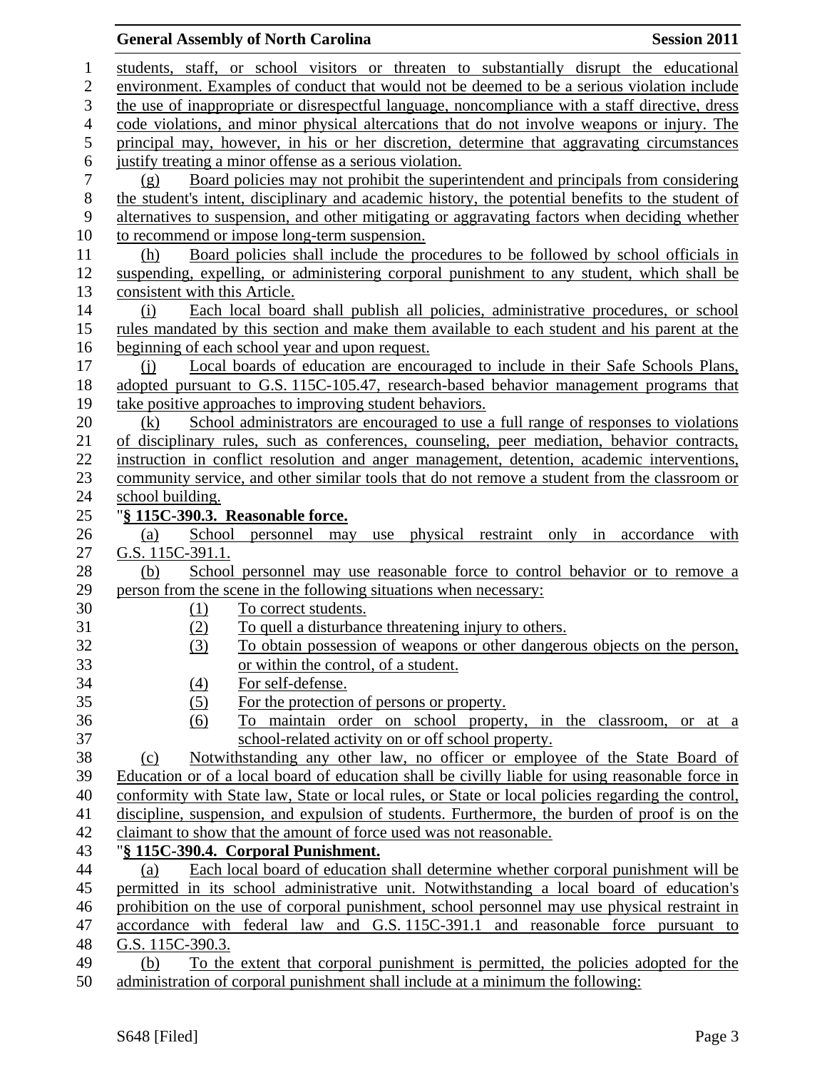students, staff, or school visitors or threaten to substantially disrupt the educational environment. Examples of conduct that would not be deemed to be a serious violation include the use of inappropriate or disrespectful language, noncompliance with a staff directive, dress code violations, and minor physical altercations that do not involve weapons or injury. The principal may, however, in his or her discretion, determine that aggravating circumstances justify treating a minor offense as a serious violation.

(g) Board policies may not prohibit the superintendent and principals from considering the student's intent, disciplinary and academic history, the potential benefits to the student of alternatives to suspension, and other mitigating or aggravating factors when deciding whether to recommend or impose long-term suspension.

(h) Board policies shall include the procedures to be followed by school officials in suspending, expelling, or administering corporal punishment to any student, which shall be consistent with this Article.

(i) Each local board shall publish all policies, administrative procedures, or school rules mandated by this section and make them available to each student and his parent at the beginning of each school year and upon request.

(j) Local boards of education are encouraged to include in their Safe Schools Plans, adopted pursuant to G.S. 115C-105.47, research-based behavior management programs that take positive approaches to improving student behaviors.

(k) School administrators are encouraged to use a full range of responses to violations of disciplinary rules, such as conferences, counseling, peer mediation, behavior contracts, instruction in conflict resolution and anger management, detention, academic interventions, community service, and other similar tools that do not remove a student from the classroom or school building.

"**§ 115C-390.3. Reasonable force.**

(a) School personnel may use physical restraint only in accordance with G.S. 115C-391.1.

(b) School personnel may use reasonable force to control behavior or to remove a person from the scene in the following situations when necessary:

(1) To correct students.
(2) To quell a disturbance threatening injury to others.
(3) To obtain possession of weapons or other dangerous objects on the person, or within the control, of a student.
(4) For self-defense.
(5) For the protection of persons or property.
(6) To maintain order on school property, in the classroom, or at a school-related activity on or off school property.

(c) Notwithstanding any other law, no officer or employee of the State Board of Education or of a local board of education shall be civilly liable for using reasonable force in conformity with State law, State or local rules, or State or local policies regarding the control, discipline, suspension, and expulsion of students. Furthermore, the burden of proof is on the claimant to show that the amount of force used was not reasonable.

"**§ 115C-390.4. Corporal Punishment.**

(a) Each local board of education shall determine whether corporal punishment will be permitted in its school administrative unit. Notwithstanding a local board of education's prohibition on the use of corporal punishment, school personnel may use physical restraint in accordance with federal law and G.S. 115C-391.1 and reasonable force pursuant to G.S. 115C-390.3.

(b) To the extent that corporal punishment is permitted, the policies adopted for the administration of corporal punishment shall include at a minimum the following: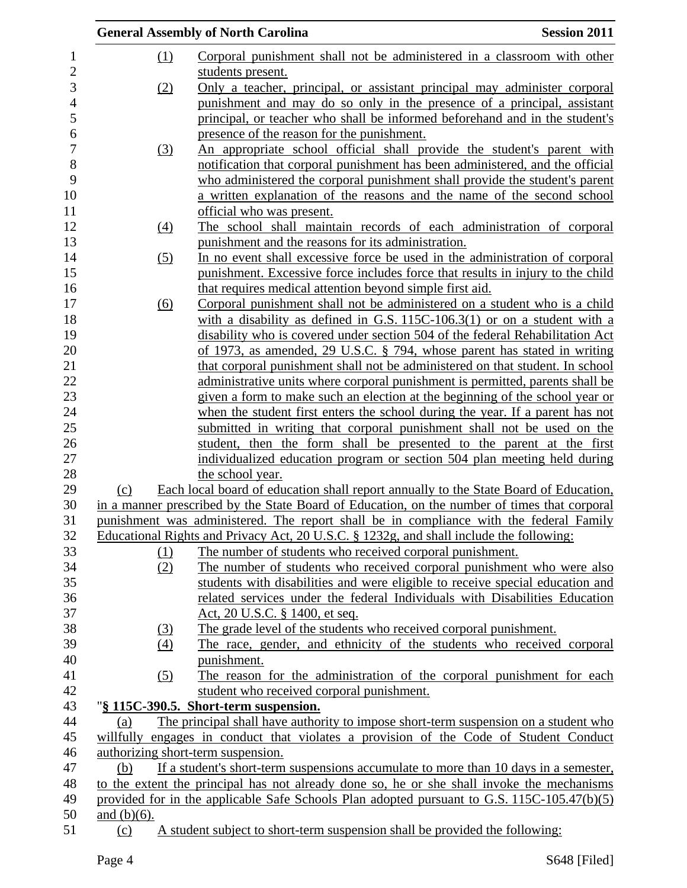(1) Corporal punishment shall not be administered in a classroom with other students present.

(2) Only a teacher, principal, or assistant principal may administer corporal punishment and may do so only in the presence of a principal, assistant principal, or teacher who shall be informed beforehand and in the student's presence of the reason for the punishment.

(3) An appropriate school official shall provide the student's parent with notification that corporal punishment has been administered, and the official who administered the corporal punishment shall provide the student's parent a written explanation of the reasons and the name of the second school official who was present.

(4) The school shall maintain records of each administration of corporal punishment and the reasons for its administration.

(5) In no event shall excessive force be used in the administration of corporal punishment. Excessive force includes force that results in injury to the child that requires medical attention beyond simple first aid.

(6) Corporal punishment shall not be administered on a student who is a child with a disability as defined in G.S. 115C-106.3(1) or on a student with a disability who is covered under section 504 of the federal Rehabilitation Act of 1973, as amended, 29 U.S.C. § 794, whose parent has stated in writing that corporal punishment shall not be administered on that student. In school administrative units where corporal punishment is permitted, parents shall be given a form to make such an election at the beginning of the school year or when the student first enters the school during the year. If a parent has not submitted in writing that corporal punishment shall not be used on the student, then the form shall be presented to the parent at the first individualized education program or section 504 plan meeting held during the school year.

(c) Each local board of education shall report annually to the State Board of Education, in a manner prescribed by the State Board of Education, on the number of times that corporal punishment was administered. The report shall be in compliance with the federal Family Educational Rights and Privacy Act, 20 U.S.C. § 1232g, and shall include the following:

(1) The number of students who received corporal punishment.

(2) The number of students who received corporal punishment who were also students with disabilities and were eligible to receive special education and related services under the federal Individuals with Disabilities Education Act, 20 U.S.C. § 1400, et seq.

(3) The grade level of the students who received corporal punishment.

(4) The race, gender, and ethnicity of the students who received corporal punishment.

(5) The reason for the administration of the corporal punishment for each student who received corporal punishment.

"**§ 115C-390.5. Short-term suspension.**

(a) The principal shall have authority to impose short-term suspension on a student who willfully engages in conduct that violates a provision of the Code of Student Conduct authorizing short-term suspension.

(b) If a student's short-term suspensions accumulate to more than 10 days in a semester, to the extent the principal has not already done so, he or she shall invoke the mechanisms provided for in the applicable Safe Schools Plan adopted pursuant to G.S. 115C-105.47(b)(5) and (b)(6).

(c) A student subject to short-term suspension shall be provided the following: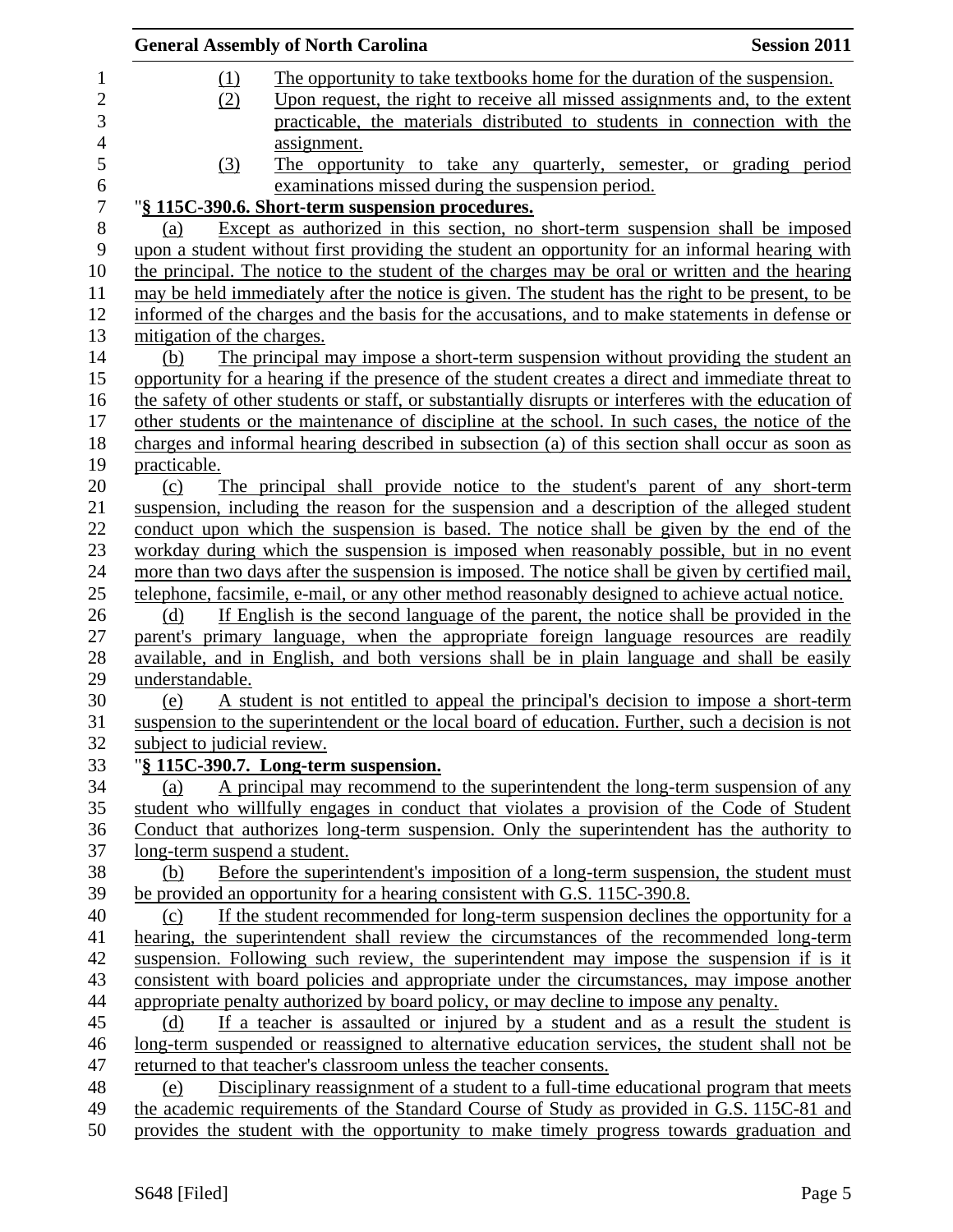(1) The opportunity to take textbooks home for the duration of the suspension.

(2) Upon request, the right to receive all missed assignments and, to the extent practicable, the materials distributed to students in connection with the assignment.

(3) The opportunity to take any quarterly, semester, or grading period examinations missed during the suspension period.

"**§ 115C-390.6. Short-term suspension procedures.**

(a) Except as authorized in this section, no short-term suspension shall be imposed upon a student without first providing the student an opportunity for an informal hearing with the principal. The notice to the student of the charges may be oral or written and the hearing may be held immediately after the notice is given. The student has the right to be present, to be informed of the charges and the basis for the accusations, and to make statements in defense or mitigation of the charges.

(b) The principal may impose a short-term suspension without providing the student an opportunity for a hearing if the presence of the student creates a direct and immediate threat to the safety of other students or staff, or substantially disrupts or interferes with the education of other students or the maintenance of discipline at the school. In such cases, the notice of the charges and informal hearing described in subsection (a) of this section shall occur as soon as practicable.

(c) The principal shall provide notice to the student's parent of any short-term suspension, including the reason for the suspension and a description of the alleged student conduct upon which the suspension is based. The notice shall be given by the end of the workday during which the suspension is imposed when reasonably possible, but in no event more than two days after the suspension is imposed. The notice shall be given by certified mail, telephone, facsimile, e-mail, or any other method reasonably designed to achieve actual notice.

(d) If English is the second language of the parent, the notice shall be provided in the parent's primary language, when the appropriate foreign language resources are readily available, and in English, and both versions shall be in plain language and shall be easily understandable.

(e) A student is not entitled to appeal the principal's decision to impose a short-term suspension to the superintendent or the local board of education. Further, such a decision is not subject to judicial review.

"**§ 115C-390.7. Long-term suspension.**

(a) A principal may recommend to the superintendent the long-term suspension of any student who willfully engages in conduct that violates a provision of the Code of Student Conduct that authorizes long-term suspension. Only the superintendent has the authority to long-term suspend a student.

(b) Before the superintendent's imposition of a long-term suspension, the student must be provided an opportunity for a hearing consistent with G.S. 115C-390.8.

(c) If the student recommended for long-term suspension declines the opportunity for a hearing, the superintendent shall review the circumstances of the recommended long-term suspension. Following such review, the superintendent may impose the suspension if is it consistent with board policies and appropriate under the circumstances, may impose another appropriate penalty authorized by board policy, or may decline to impose any penalty.

(d) If a teacher is assaulted or injured by a student and as a result the student is long-term suspended or reassigned to alternative education services, the student shall not be returned to that teacher's classroom unless the teacher consents.

(e) Disciplinary reassignment of a student to a full-time educational program that meets the academic requirements of the Standard Course of Study as provided in G.S. 115C-81 and provides the student with the opportunity to make timely progress towards graduation and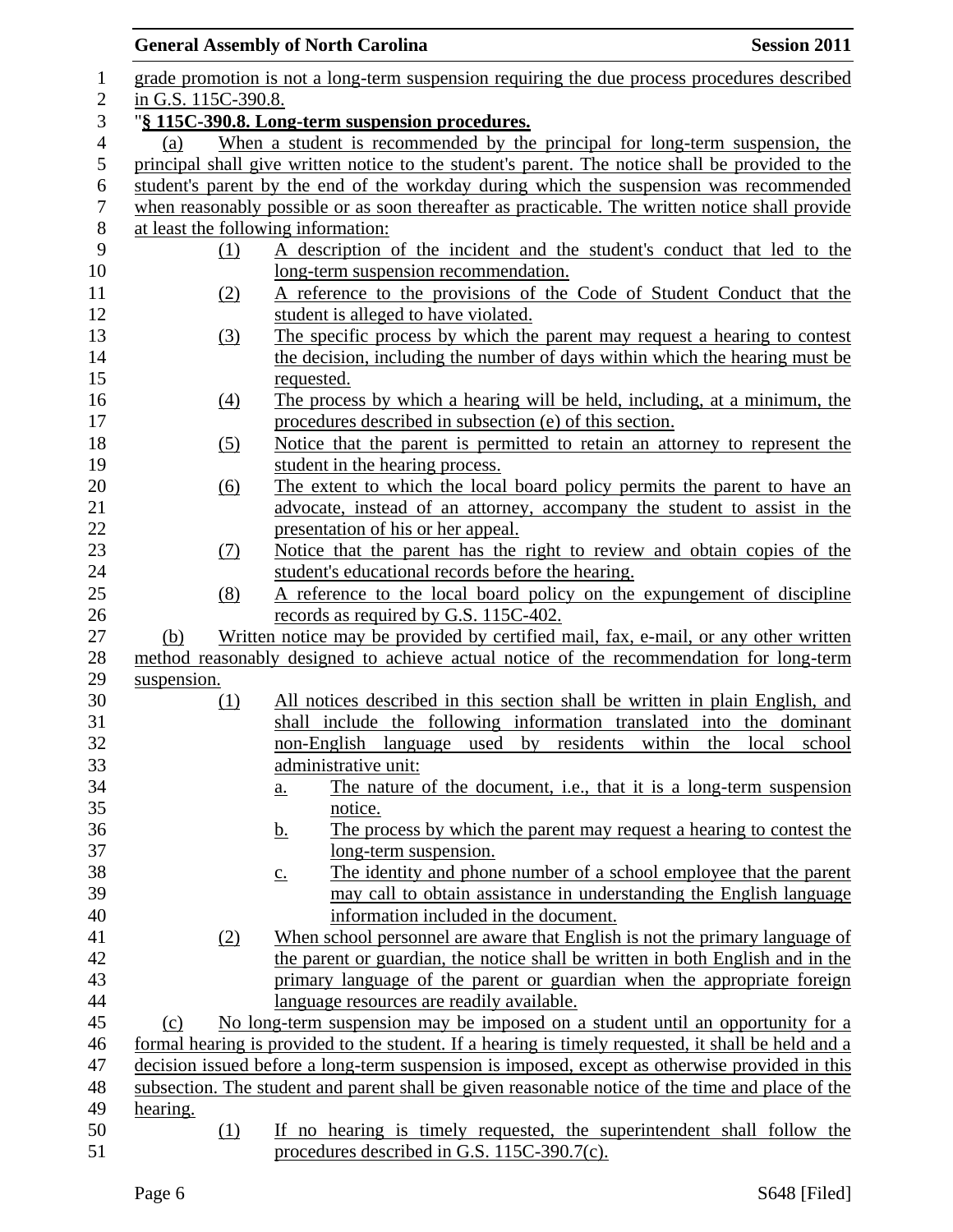grade promotion is not a long-term suspension requiring the due process procedures described in G.S. 115C-390.8.

"**§ 115C-390.8. Long-term suspension procedures.**

(a) When a student is recommended by the principal for long-term suspension, the principal shall give written notice to the student's parent. The notice shall be provided to the student's parent by the end of the workday during which the suspension was recommended when reasonably possible or as soon thereafter as practicable. The written notice shall provide at least the following information:

(1) A description of the incident and the student's conduct that led to the long-term suspension recommendation.

(2) A reference to the provisions of the Code of Student Conduct that the student is alleged to have violated.

(3) The specific process by which the parent may request a hearing to contest the decision, including the number of days within which the hearing must be requested.

(4) The process by which a hearing will be held, including, at a minimum, the procedures described in subsection (e) of this section.

(5) Notice that the parent is permitted to retain an attorney to represent the student in the hearing process.

(6) The extent to which the local board policy permits the parent to have an advocate, instead of an attorney, accompany the student to assist in the presentation of his or her appeal.

(7) Notice that the parent has the right to review and obtain copies of the student's educational records before the hearing.

(8) A reference to the local board policy on the expungement of discipline records as required by G.S. 115C-402.

(b) Written notice may be provided by certified mail, fax, e-mail, or any other written method reasonably designed to achieve actual notice of the recommendation for long-term suspension.

(1) All notices described in this section shall be written in plain English, and shall include the following information translated into the dominant non-English language used by residents within the local school administrative unit:

a. The nature of the document, i.e., that it is a long-term suspension notice.

b. The process by which the parent may request a hearing to contest the long-term suspension.

c. The identity and phone number of a school employee that the parent may call to obtain assistance in understanding the English language information included in the document.

(2) When school personnel are aware that English is not the primary language of the parent or guardian, the notice shall be written in both English and in the primary language of the parent or guardian when the appropriate foreign language resources are readily available.

(c) No long-term suspension may be imposed on a student until an opportunity for a formal hearing is provided to the student. If a hearing is timely requested, it shall be held and a decision issued before a long-term suspension is imposed, except as otherwise provided in this subsection. The student and parent shall be given reasonable notice of the time and place of the hearing.

(1) If no hearing is timely requested, the superintendent shall follow the procedures described in G.S. 115C-390.7(c).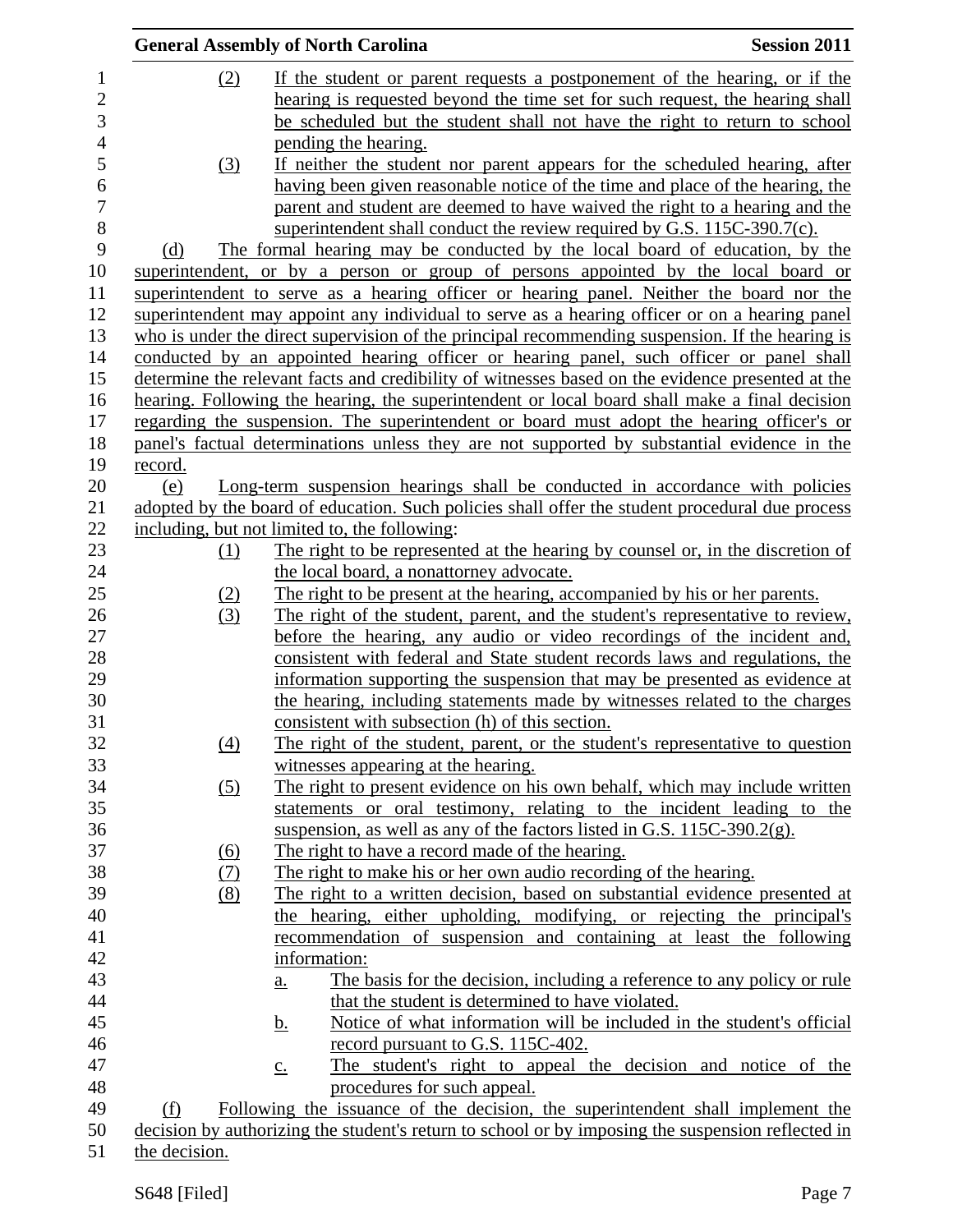(2) If the student or parent requests a postponement of the hearing, or if the hearing is requested beyond the time set for such request, the hearing shall be scheduled but the student shall not have the right to return to school pending the hearing.

(3) If neither the student nor parent appears for the scheduled hearing, after having been given reasonable notice of the time and place of the hearing, the parent and student are deemed to have waived the right to a hearing and the superintendent shall conduct the review required by G.S. 115C-390.7(c).

(d) The formal hearing may be conducted by the local board of education, by the superintendent, or by a person or group of persons appointed by the local board or superintendent to serve as a hearing officer or hearing panel. Neither the board nor the superintendent may appoint any individual to serve as a hearing officer or on a hearing panel who is under the direct supervision of the principal recommending suspension. If the hearing is conducted by an appointed hearing officer or hearing panel, such officer or panel shall determine the relevant facts and credibility of witnesses based on the evidence presented at the hearing. Following the hearing, the superintendent or local board shall make a final decision regarding the suspension. The superintendent or board must adopt the hearing officer's or panel's factual determinations unless they are not supported by substantial evidence in the record.

(e) Long-term suspension hearings shall be conducted in accordance with policies adopted by the board of education. Such policies shall offer the student procedural due process including, but not limited to, the following:

(1) The right to be represented at the hearing by counsel or, in the discretion of the local board, a nonattorney advocate.

(2) The right to be present at the hearing, accompanied by his or her parents.

(3) The right of the student, parent, and the student's representative to review, before the hearing, any audio or video recordings of the incident and, consistent with federal and State student records laws and regulations, the information supporting the suspension that may be presented as evidence at the hearing, including statements made by witnesses related to the charges consistent with subsection (h) of this section.

(4) The right of the student, parent, or the student's representative to question witnesses appearing at the hearing.

(5) The right to present evidence on his own behalf, which may include written statements or oral testimony, relating to the incident leading to the suspension, as well as any of the factors listed in G.S. 115C-390.2(g).

(6) The right to have a record made of the hearing.

(7) The right to make his or her own audio recording of the hearing.

(8) The right to a written decision, based on substantial evidence presented at the hearing, either upholding, modifying, or rejecting the principal's recommendation of suspension and containing at least the following information:

a. The basis for the decision, including a reference to any policy or rule that the student is determined to have violated.

b. Notice of what information will be included in the student's official record pursuant to G.S. 115C-402.

c. The student's right to appeal the decision and notice of the procedures for such appeal.

(f) Following the issuance of the decision, the superintendent shall implement the decision by authorizing the student's return to school or by imposing the suspension reflected in the decision.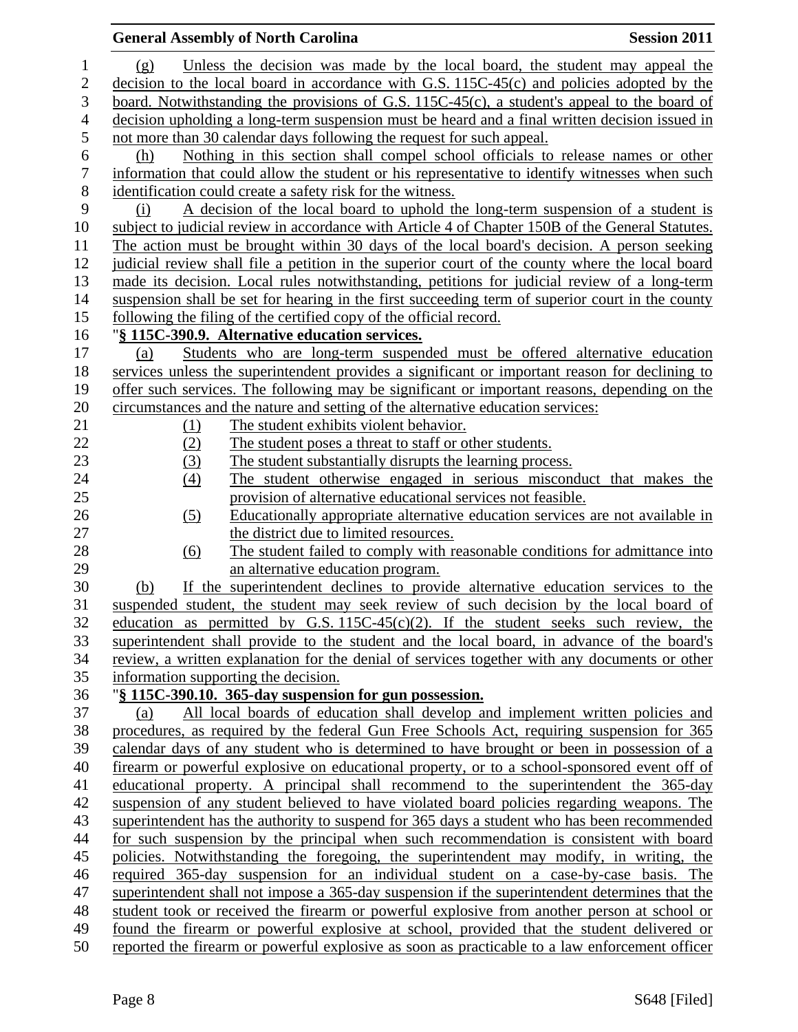(g) Unless the decision was made by the local board, the student may appeal the decision to the local board in accordance with G.S. 115C-45(c) and policies adopted by the board. Notwithstanding the provisions of G.S. 115C-45(c), a student's appeal to the board of decision upholding a long-term suspension must be heard and a final written decision issued in not more than 30 calendar days following the request for such appeal.

(h) Nothing in this section shall compel school officials to release names or other information that could allow the student or his representative to identify witnesses when such identification could create a safety risk for the witness.

(i) A decision of the local board to uphold the long-term suspension of a student is subject to judicial review in accordance with Article 4 of Chapter 150B of the General Statutes. The action must be brought within 30 days of the local board's decision. A person seeking judicial review shall file a petition in the superior court of the county where the local board made its decision. Local rules notwithstanding, petitions for judicial review of a long-term suspension shall be set for hearing in the first succeeding term of superior court in the county following the filing of the certified copy of the official record.

"**§ 115C-390.9. Alternative education services.**

(a) Students who are long-term suspended must be offered alternative education services unless the superintendent provides a significant or important reason for declining to offer such services. The following may be significant or important reasons, depending on the circumstances and the nature and setting of the alternative education services:

(1) The student exhibits violent behavior.
(2) The student poses a threat to staff or other students.
(3) The student substantially disrupts the learning process.
(4) The student otherwise engaged in serious misconduct that makes the provision of alternative educational services not feasible.
(5) Educationally appropriate alternative education services are not available in the district due to limited resources.
(6) The student failed to comply with reasonable conditions for admittance into an alternative education program.

(b) If the superintendent declines to provide alternative education services to the suspended student, the student may seek review of such decision by the local board of education as permitted by G.S. 115C-45(c)(2). If the student seeks such review, the superintendent shall provide to the student and the local board, in advance of the board's review, a written explanation for the denial of services together with any documents or other information supporting the decision.

"**§ 115C-390.10. 365-day suspension for gun possession.**

(a) All local boards of education shall develop and implement written policies and procedures, as required by the federal Gun Free Schools Act, requiring suspension for 365 calendar days of any student who is determined to have brought or been in possession of a firearm or powerful explosive on educational property, or to a school-sponsored event off of educational property. A principal shall recommend to the superintendent the 365-day suspension of any student believed to have violated board policies regarding weapons. The superintendent has the authority to suspend for 365 days a student who has been recommended for such suspension by the principal when such recommendation is consistent with board policies. Notwithstanding the foregoing, the superintendent may modify, in writing, the required 365-day suspension for an individual student on a case-by-case basis. The superintendent shall not impose a 365-day suspension if the superintendent determines that the student took or received the firearm or powerful explosive from another person at school or found the firearm or powerful explosive at school, provided that the student delivered or reported the firearm or powerful explosive as soon as practicable to a law enforcement officer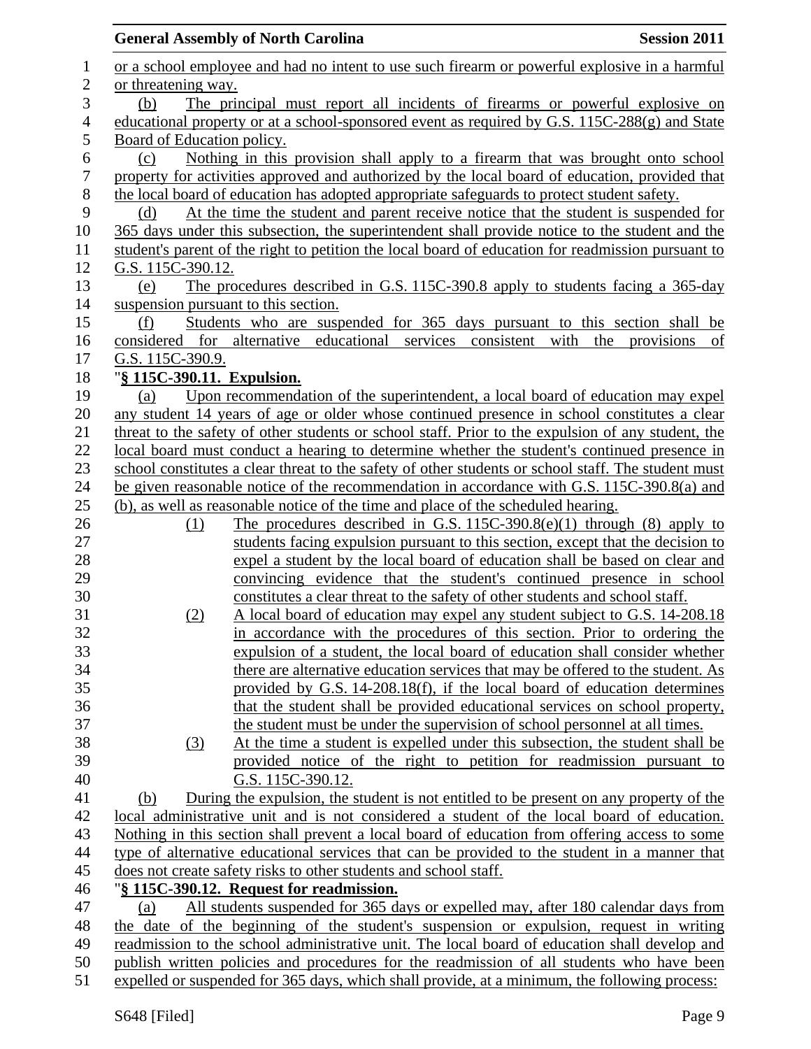or a school employee and had no intent to use such firearm or powerful explosive in a harmful or threatening way.

(b) The principal must report all incidents of firearms or powerful explosive on educational property or at a school-sponsored event as required by G.S. 115C-288(g) and State Board of Education policy.

(c) Nothing in this provision shall apply to a firearm that was brought onto school property for activities approved and authorized by the local board of education, provided that the local board of education has adopted appropriate safeguards to protect student safety.

(d) At the time the student and parent receive notice that the student is suspended for 365 days under this subsection, the superintendent shall provide notice to the student and the student's parent of the right to petition the local board of education for readmission pursuant to G.S. 115C-390.12.

(e) The procedures described in G.S. 115C-390.8 apply to students facing a 365-day suspension pursuant to this section.

(f) Students who are suspended for 365 days pursuant to this section shall be considered for alternative educational services consistent with the provisions of G.S. 115C-390.9.

"**§ 115C-390.11. Expulsion.**

(a) Upon recommendation of the superintendent, a local board of education may expel any student 14 years of age or older whose continued presence in school constitutes a clear threat to the safety of other students or school staff. Prior to the expulsion of any student, the local board must conduct a hearing to determine whether the student's continued presence in school constitutes a clear threat to the safety of other students or school staff. The student must be given reasonable notice of the recommendation in accordance with G.S. 115C-390.8(a) and (b), as well as reasonable notice of the time and place of the scheduled hearing.

(1) The procedures described in G.S. 115C-390.8(e)(1) through (8) apply to students facing expulsion pursuant to this section, except that the decision to expel a student by the local board of education shall be based on clear and convincing evidence that the student's continued presence in school constitutes a clear threat to the safety of other students and school staff.

(2) A local board of education may expel any student subject to G.S. 14-208.18 in accordance with the procedures of this section. Prior to ordering the expulsion of a student, the local board of education shall consider whether there are alternative education services that may be offered to the student. As provided by G.S. 14-208.18(f), if the local board of education determines that the student shall be provided educational services on school property, the student must be under the supervision of school personnel at all times.

(3) At the time a student is expelled under this subsection, the student shall be provided notice of the right to petition for readmission pursuant to G.S. 115C-390.12.

(b) During the expulsion, the student is not entitled to be present on any property of the local administrative unit and is not considered a student of the local board of education. Nothing in this section shall prevent a local board of education from offering access to some type of alternative educational services that can be provided to the student in a manner that does not create safety risks to other students and school staff.

"**§ 115C-390.12. Request for readmission.**

(a) All students suspended for 365 days or expelled may, after 180 calendar days from the date of the beginning of the student's suspension or expulsion, request in writing readmission to the school administrative unit. The local board of education shall develop and publish written policies and procedures for the readmission of all students who have been expelled or suspended for 365 days, which shall provide, at a minimum, the following process: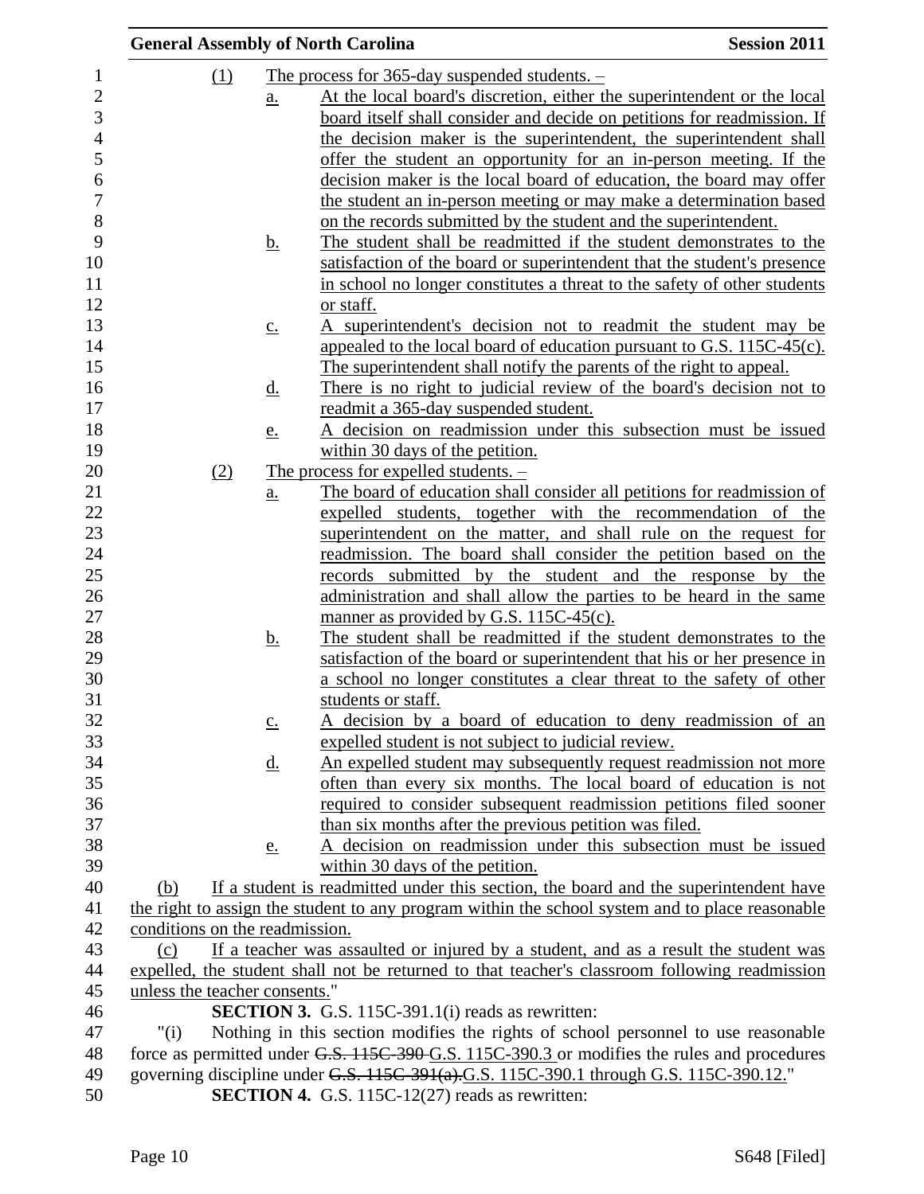(1) The process for 365-day suspended students. –

a. At the local board's discretion, either the superintendent or the local board itself shall consider and decide on petitions for readmission. If the decision maker is the superintendent, the superintendent shall offer the student an opportunity for an in-person meeting. If the decision maker is the local board of education, the board may offer the student an in-person meeting or may make a determination based on the records submitted by the student and the superintendent.

b. The student shall be readmitted if the student demonstrates to the satisfaction of the board or superintendent that the student's presence in school no longer constitutes a threat to the safety of other students or staff.

c. A superintendent's decision not to readmit the student may be appealed to the local board of education pursuant to G.S. 115C-45(c). The superintendent shall notify the parents of the right to appeal.

d. There is no right to judicial review of the board's decision not to readmit a 365-day suspended student.

e. A decision on readmission under this subsection must be issued within 30 days of the petition.

(2) The process for expelled students. –

a. The board of education shall consider all petitions for readmission of expelled students, together with the recommendation of the superintendent on the matter, and shall rule on the request for readmission. The board shall consider the petition based on the records submitted by the student and the response by the administration and shall allow the parties to be heard in the same manner as provided by G.S. 115C-45(c).

b. The student shall be readmitted if the student demonstrates to the satisfaction of the board or superintendent that his or her presence in a school no longer constitutes a clear threat to the safety of other students or staff.

c. A decision by a board of education to deny readmission of an expelled student is not subject to judicial review.

d. An expelled student may subsequently request readmission not more often than every six months. The local board of education is not required to consider subsequent readmission petitions filed sooner than six months after the previous petition was filed.

e. A decision on readmission under this subsection must be issued within 30 days of the petition.

(b) If a student is readmitted under this section, the board and the superintendent have the right to assign the student to any program within the school system and to place reasonable conditions on the readmission.

(c) If a teacher was assaulted or injured by a student, and as a result the student was expelled, the student shall not be returned to that teacher's classroom following readmission unless the teacher consents."

**SECTION 3.** G.S. 115C-391.1(i) reads as rewritten:

"(i) Nothing in this section modifies the rights of school personnel to use reasonable force as permitted under ~~G.S. 115C-390~~ G.S. 115C-390.3 or modifies the rules and procedures governing discipline under ~~G.S. 115C-391(a).~~G.S. 115C-390.1 through G.S. 115C-390.12."

**SECTION 4.** G.S. 115C-12(27) reads as rewritten: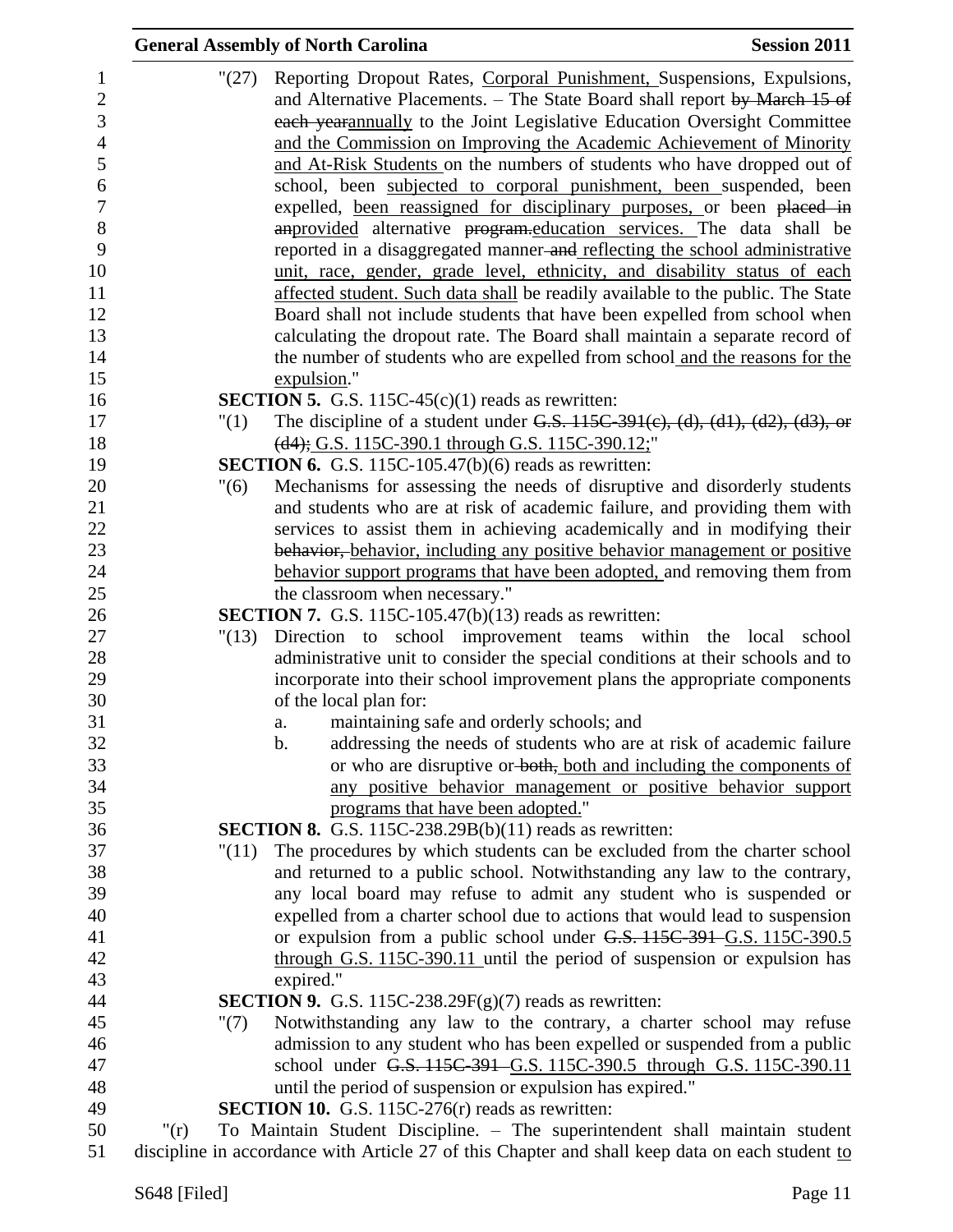"(27) Reporting Dropout Rates, Corporal Punishment, Suspensions, Expulsions, and Alternative Placements. – The State Board shall report ~~by March 15 of each year~~annually to the Joint Legislative Education Oversight Committee and the Commission on Improving the Academic Achievement of Minority and At-Risk Students on the numbers of students who have dropped out of school, been subjected to corporal punishment, been suspended, been expelled, been reassigned for disciplinary purposes, or been ~~placed in an~~provided alternative ~~program.~~education services. The data shall be reported in a disaggregated manner ~~and~~ reflecting the school administrative unit, race, gender, grade level, ethnicity, and disability status of each affected student. Such data shall be readily available to the public. The State Board shall not include students that have been expelled from school when calculating the dropout rate. The Board shall maintain a separate record of the number of students who are expelled from school and the reasons for the expulsion."

**SECTION 5.** G.S. 115C-45(c)(1) reads as rewritten:

"(1) The discipline of a student under ~~G.S. 115C-391(c), (d), (d1), (d2), (d3), or (d4);~~ G.S. 115C-390.1 through G.S. 115C-390.12;"

**SECTION 6.** G.S. 115C-105.47(b)(6) reads as rewritten:

"(6) Mechanisms for assessing the needs of disruptive and disorderly students and students who are at risk of academic failure, and providing them with services to assist them in achieving academically and in modifying their ~~behavior,~~ behavior, including any positive behavior management or positive behavior support programs that have been adopted, and removing them from the classroom when necessary."

**SECTION 7.** G.S. 115C-105.47(b)(13) reads as rewritten:

"(13) Direction to school improvement teams within the local school administrative unit to consider the special conditions at their schools and to incorporate into their school improvement plans the appropriate components of the local plan for:

a. maintaining safe and orderly schools; and

b. addressing the needs of students who are at risk of academic failure or who are disruptive or ~~both,~~ both and including the components of any positive behavior management or positive behavior support programs that have been adopted."

**SECTION 8.** G.S. 115C-238.29B(b)(11) reads as rewritten:

"(11) The procedures by which students can be excluded from the charter school and returned to a public school. Notwithstanding any law to the contrary, any local board may refuse to admit any student who is suspended or expelled from a charter school due to actions that would lead to suspension or expulsion from a public school under ~~G.S. 115C-391~~ G.S. 115C-390.5 through G.S. 115C-390.11 until the period of suspension or expulsion has expired."

**SECTION 9.** G.S. 115C-238.29F(g)(7) reads as rewritten:

"(7) Notwithstanding any law to the contrary, a charter school may refuse admission to any student who has been expelled or suspended from a public school under ~~G.S. 115C-391~~ G.S. 115C-390.5 through G.S. 115C-390.11 until the period of suspension or expulsion has expired."

**SECTION 10.** G.S. 115C-276(r) reads as rewritten:

"(r) To Maintain Student Discipline. – The superintendent shall maintain student discipline in accordance with Article 27 of this Chapter and shall keep data on each student to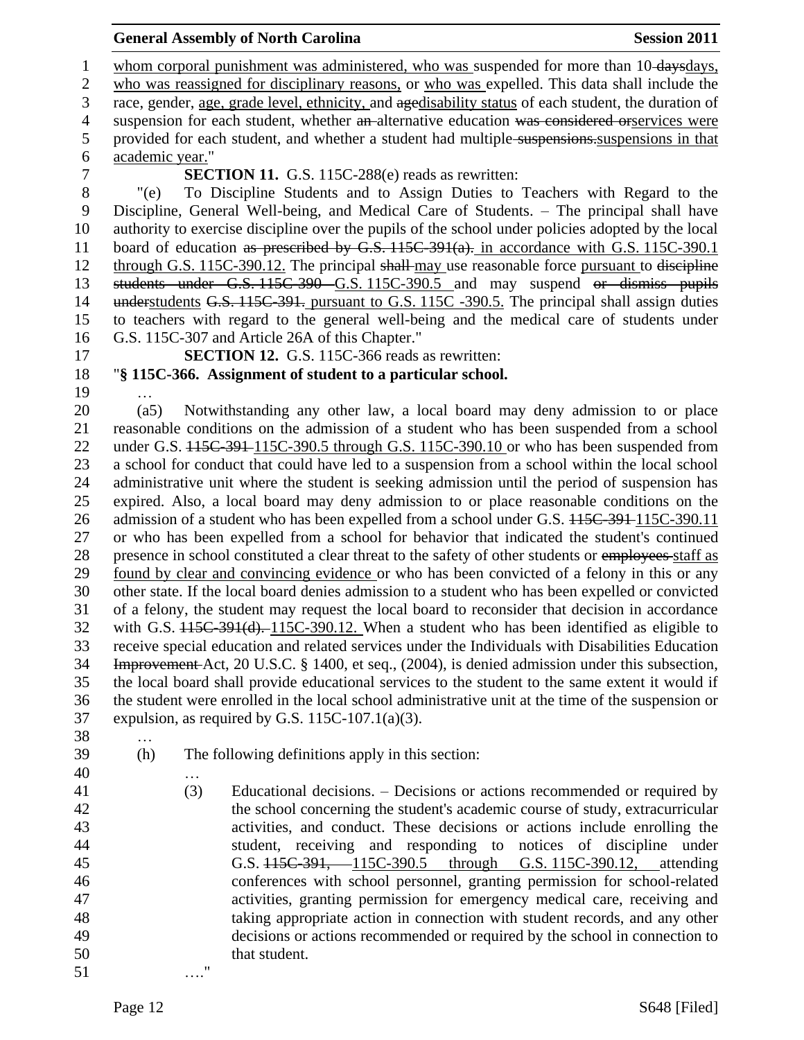whom corporal punishment was administered, who was suspended for more than 10 daysdays, who was reassigned for disciplinary reasons, or who was expelled. This data shall include the race, gender, age, grade level, ethnicity, and agedisability status of each student, the duration of suspension for each student, whether an alternative education was considered orservices were provided for each student, and whether a student had multiple suspensions.suspensions in that academic year."

**SECTION 11.** G.S. 115C-288(e) reads as rewritten:

"(e) To Discipline Students and to Assign Duties to Teachers with Regard to the Discipline, General Well-being, and Medical Care of Students. – The principal shall have authority to exercise discipline over the pupils of the school under policies adopted by the local board of education as prescribed by G.S. 115C-391(a). in accordance with G.S. 115C-390.1 through G.S. 115C-390.12. The principal shall may use reasonable force pursuant to discipline students under G.S. 115C-390 G.S. 115C-390.5 and may suspend or dismiss pupils understudents G.S. 115C-391. pursuant to G.S. 115C -390.5. The principal shall assign duties to teachers with regard to the general well-being and the medical care of students under G.S. 115C-307 and Article 26A of this Chapter."

**SECTION 12.** G.S. 115C-366 reads as rewritten:

"**§ 115C-366. Assignment of student to a particular school.**

…

(a5) Notwithstanding any other law, a local board may deny admission to or place reasonable conditions on the admission of a student who has been suspended from a school under G.S. 115C-391 115C-390.5 through G.S. 115C-390.10 or who has been suspended from a school for conduct that could have led to a suspension from a school within the local school administrative unit where the student is seeking admission until the period of suspension has expired. Also, a local board may deny admission to or place reasonable conditions on the admission of a student who has been expelled from a school under G.S. 115C-391 115C-390.11 or who has been expelled from a school for behavior that indicated the student's continued presence in school constituted a clear threat to the safety of other students or employees staff as found by clear and convincing evidence or who has been convicted of a felony in this or any other state. If the local board denies admission to a student who has been expelled or convicted of a felony, the student may request the local board to reconsider that decision in accordance with G.S. 115C-391(d). 115C-390.12. When a student who has been identified as eligible to receive special education and related services under the Individuals with Disabilities Education Improvement Act, 20 U.S.C. § 1400, et seq., (2004), is denied admission under this subsection, the local board shall provide educational services to the student to the same extent it would if the student were enrolled in the local school administrative unit at the time of the suspension or expulsion, as required by G.S. 115C-107.1(a)(3).

…

(h) The following definitions apply in this section:

…

(3) Educational decisions. – Decisions or actions recommended or required by the school concerning the student's academic course of study, extracurricular activities, and conduct. These decisions or actions include enrolling the student, receiving and responding to notices of discipline under G.S. 115C-391, 115C-390.5 through G.S. 115C-390.12, attending conferences with school personnel, granting permission for school-related activities, granting permission for emergency medical care, receiving and taking appropriate action in connection with student records, and any other decisions or actions recommended or required by the school in connection to that student.

…."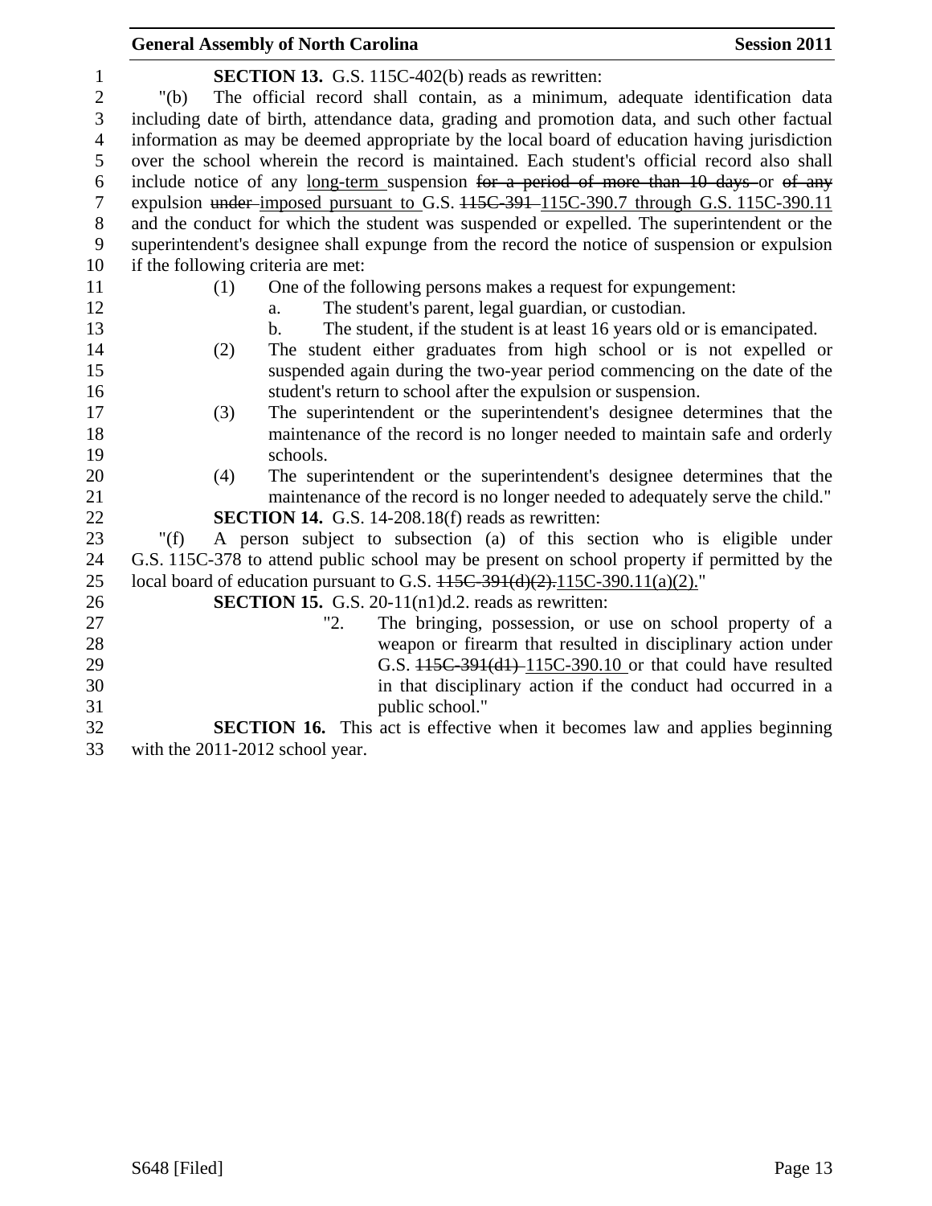**SECTION 13.** G.S. 115C-402(b) reads as rewritten:

"(b) The official record shall contain, as a minimum, adequate identification data including date of birth, attendance data, grading and promotion data, and such other factual information as may be deemed appropriate by the local board of education having jurisdiction over the school wherein the record is maintained. Each student's official record also shall include notice of any <u>long-term</u> suspension ~~for a period of more than 10 days~~ or ~~of any~~ expulsion ~~under~~ <u>imposed pursuant to</u> G.S. ~~115C-391~~ <u>115C-390.7 through G.S. 115C-390.11</u> and the conduct for which the student was suspended or expelled. The superintendent or the superintendent's designee shall expunge from the record the notice of suspension or expulsion if the following criteria are met:

(1) One of the following persons makes a request for expungement:
   a. The student's parent, legal guardian, or custodian.
   b. The student, if the student is at least 16 years old or is emancipated.

(2) The student either graduates from high school or is not expelled or suspended again during the two-year period commencing on the date of the student's return to school after the expulsion or suspension.

(3) The superintendent or the superintendent's designee determines that the maintenance of the record is no longer needed to maintain safe and orderly schools.

(4) The superintendent or the superintendent's designee determines that the maintenance of the record is no longer needed to adequately serve the child."

**SECTION 14.** G.S. 14-208.18(f) reads as rewritten:

"(f) A person subject to subsection (a) of this section who is eligible under G.S. 115C-378 to attend public school may be present on school property if permitted by the local board of education pursuant to G.S. ~~115C-391(d)(2).~~<u>115C-390.11(a)(2).</u>"

**SECTION 15.** G.S. 20-11(n1)d.2. reads as rewritten:

"2. The bringing, possession, or use on school property of a weapon or firearm that resulted in disciplinary action under G.S. ~~115C-391(d1)~~ <u>115C-390.10</u> or that could have resulted in that disciplinary action if the conduct had occurred in a public school."

**SECTION 16.** This act is effective when it becomes law and applies beginning with the 2011-2012 school year.